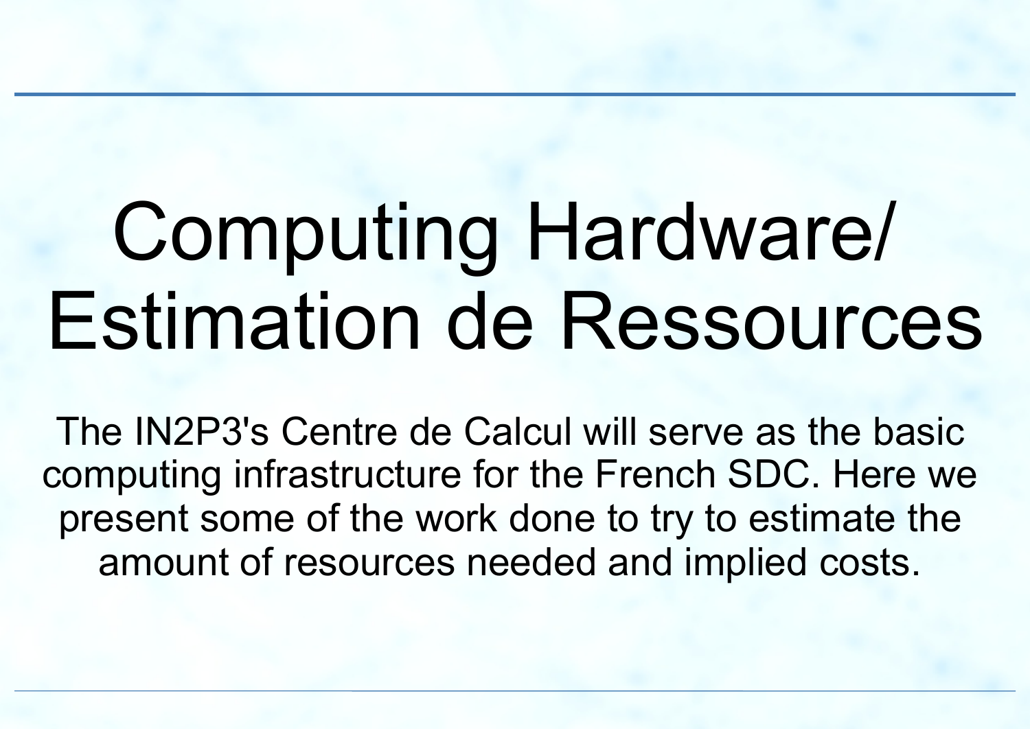# Computing Hardware/ Estimation de Ressources

The IN2P3's Centre de Calcul will serve as the basic computing infrastructure for the French SDC. Here we present some of the work done to try to estimate the amount of resources needed and implied costs.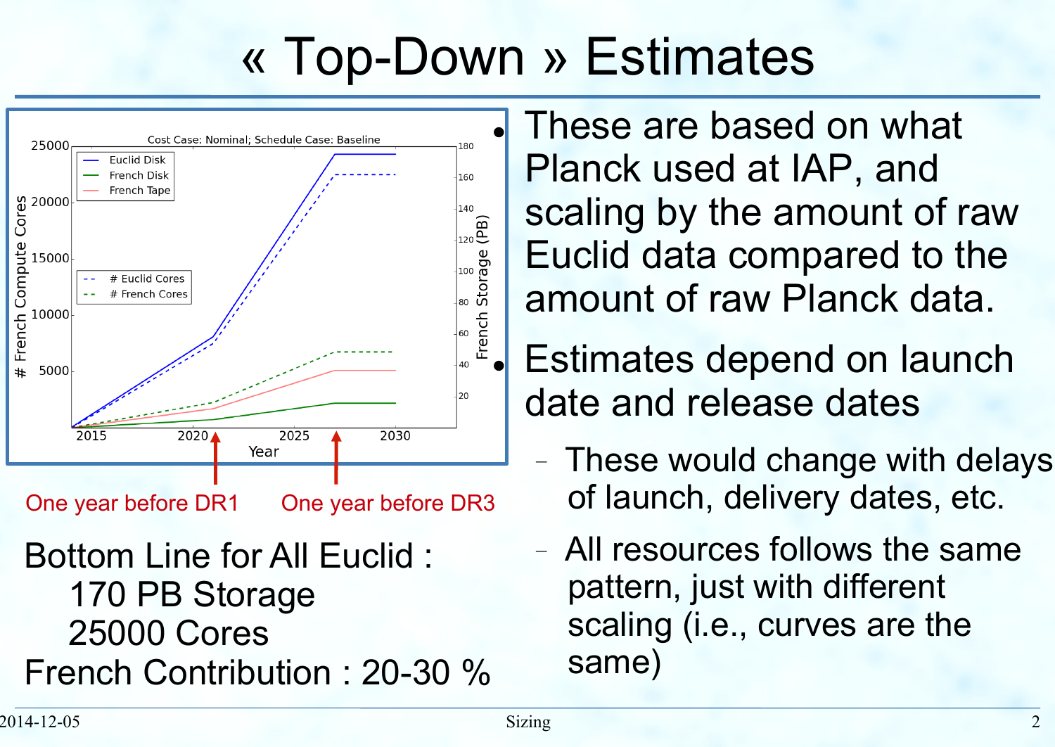# « Top-Down » Estimates

One year before DR1

One year before DR3

Bottom Line for All Euclid :

170 PB Storage

25000 Cores

French Contribution : 20-30 %

- These are based on what Planck used at IAP, and scaling by the amount of raw Euclid data compared to the amount of raw Planck data.
- Estimates depend on launch date and release dates
  - These would change with delays of launch, delivery dates, etc.
  - All resources follows the same pattern, just with different scaling (i.e., curves are the same)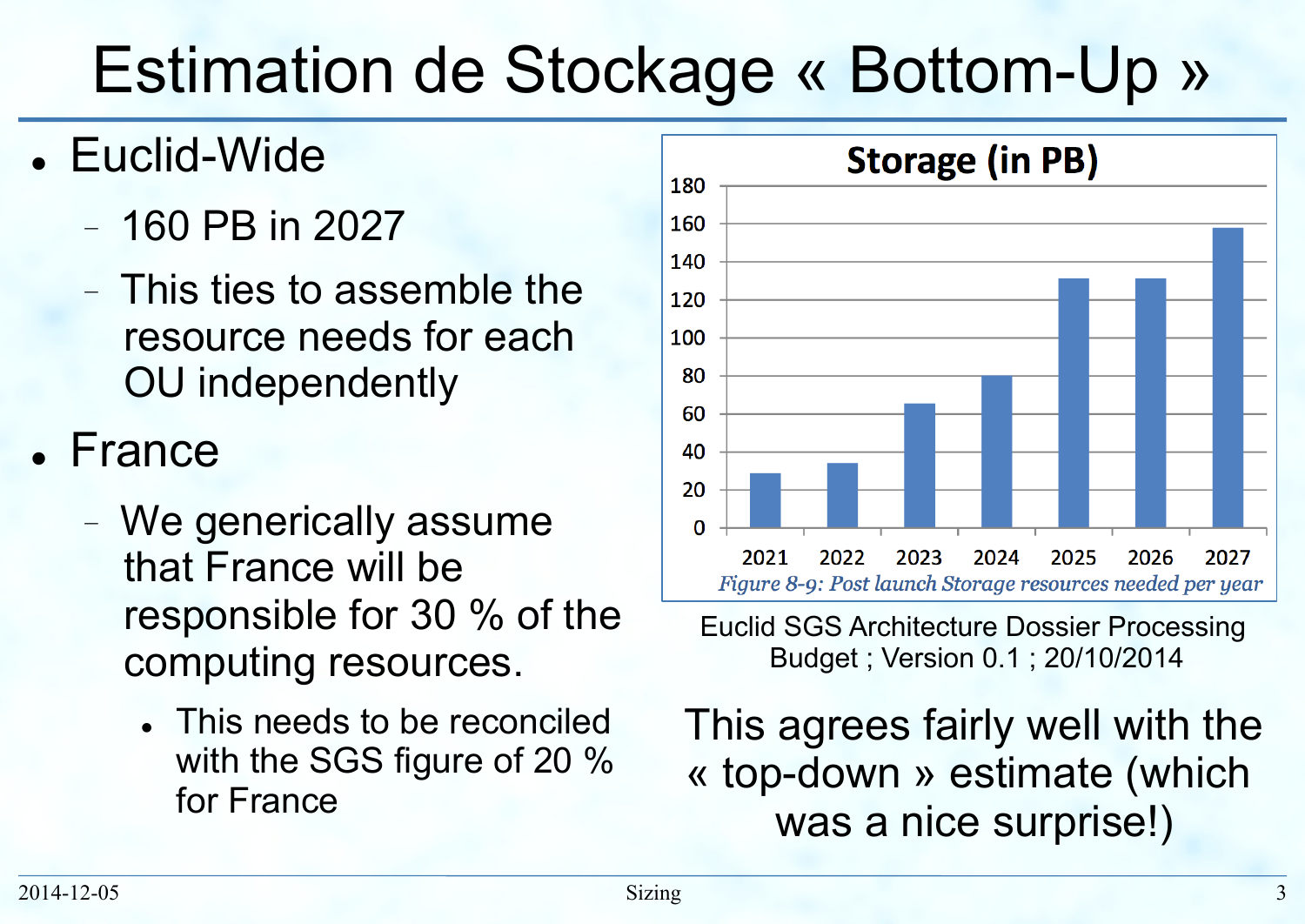# Estimation de Stockage « Bottom-Up »

- Euclid-Wide
  - 160 PB in 2027
  - This ties to assemble the resource needs for each OU independently
- France
  - We generically assume that France will be responsible for 30 % of the computing resources.
    - This needs to be reconciled with the SGS figure of 20 % for France

**Storage (in PB)**

| Year | Storage (PB) |
|---|---|
| 2021 | ~29 |
| 2022 | ~34 |
| 2023 | ~65 |
| 2024 | ~80 |
| 2025 | ~131 |
| 2026 | ~131 |
| 2027 | ~158 |

*Figure 8-9: Post launch Storage resources needed per year*

Euclid SGS Architecture Dossier Processing Budget ; Version 0.1 ; 20/10/2014

This agrees fairly well with the « top-down » estimate (which was a nice surprise!)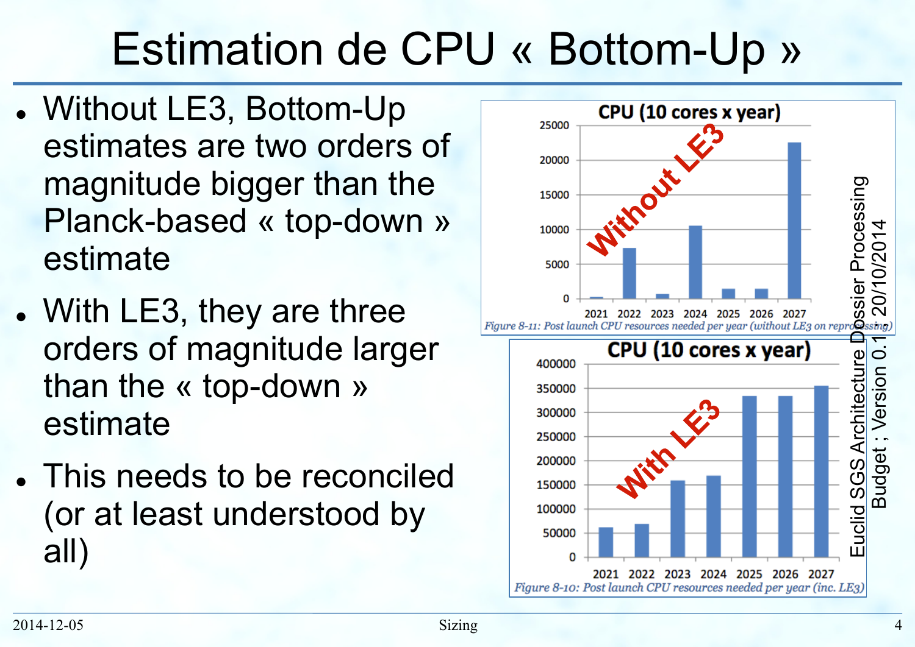# Estimation de CPU « Bottom-Up »

- Without LE3, Bottom-Up estimates are two orders of magnitude bigger than the Planck-based « top-down » estimate
- With LE3, they are three orders of magnitude larger than the « top-down » estimate
- This needs to be reconciled (or at least understood by all)

*Figure 8-11: Post launch CPU resources needed per year (without LE3 on reprocessing)*

*Figure 8-10: Post launch CPU resources needed per year (inc. LE3)*

Euclid SGS Architecture Dossier Processing Budget ; Version 0.1 20/10/2014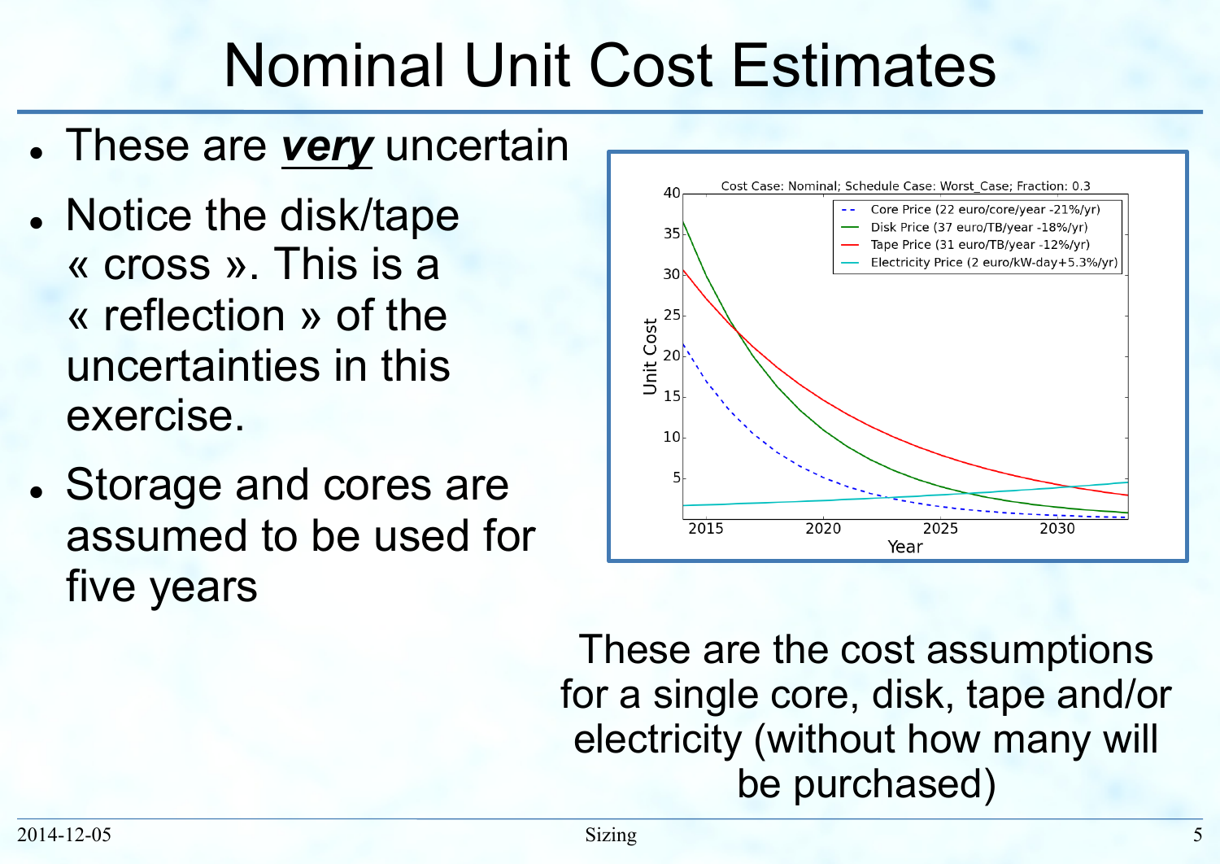# Nominal Unit Cost Estimates

- These are ***very*** uncertain
- Notice the disk/tape « cross ». This is a « reflection » of the uncertainties in this exercise.
- Storage and cores are assumed to be used for five years

These are the cost assumptions for a single core, disk, tape and/or electricity (without how many will be purchased)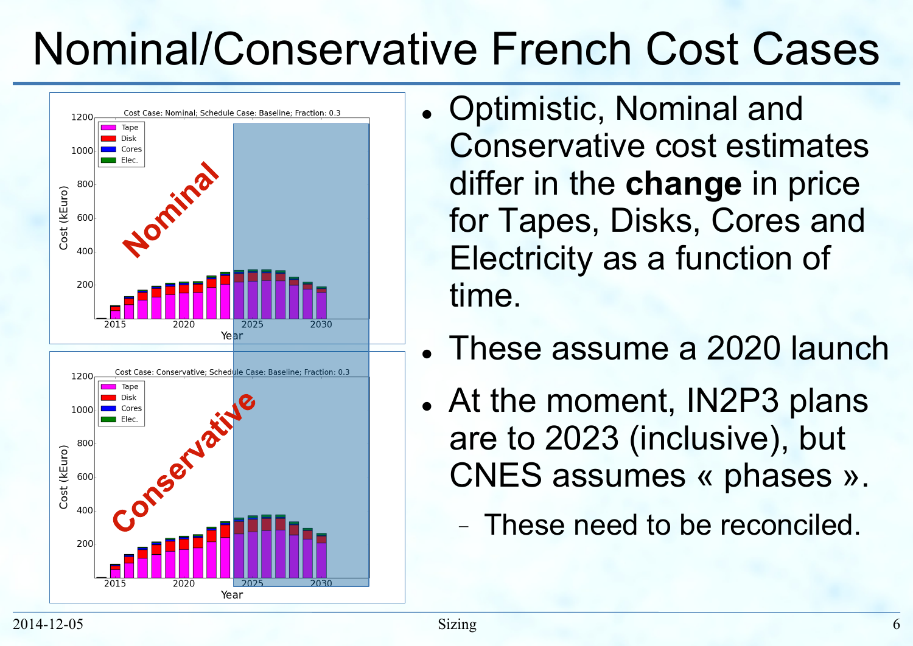# Nominal/Conservative French Cost Cases

- Optimistic, Nominal and Conservative cost estimates differ in the **change** in price for Tapes, Disks, Cores and Electricity as a function of time.
- These assume a 2020 launch
- At the moment, IN2P3 plans are to 2023 (inclusive), but CNES assumes « phases ».
  - These need to be reconciled.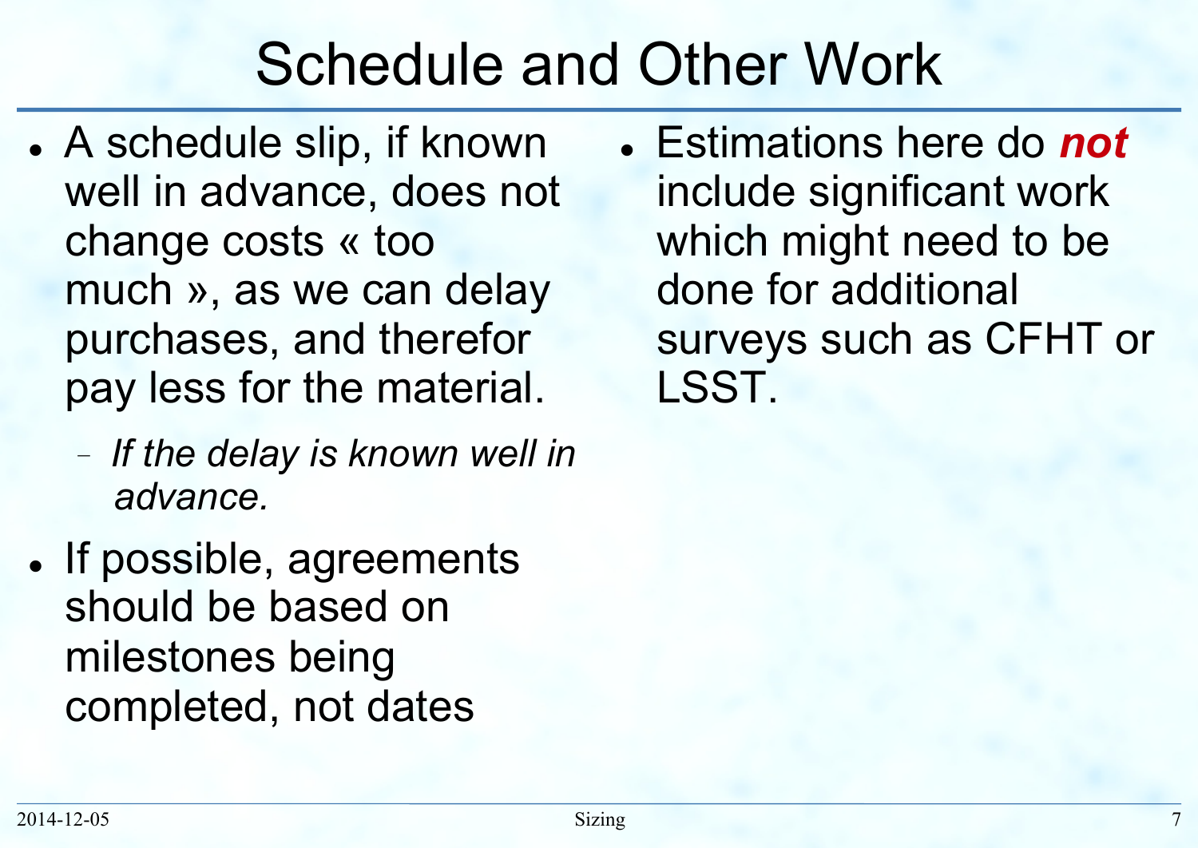# Schedule and Other Work

- A schedule slip, if known well in advance, does not change costs « too much », as we can delay purchases, and therefor pay less for the material.
  - *If the delay is known well in advance.*
- If possible, agreements should be based on milestones being completed, not dates

- Estimations here do ***not*** include significant work which might need to be done for additional surveys such as CFHT or LSST.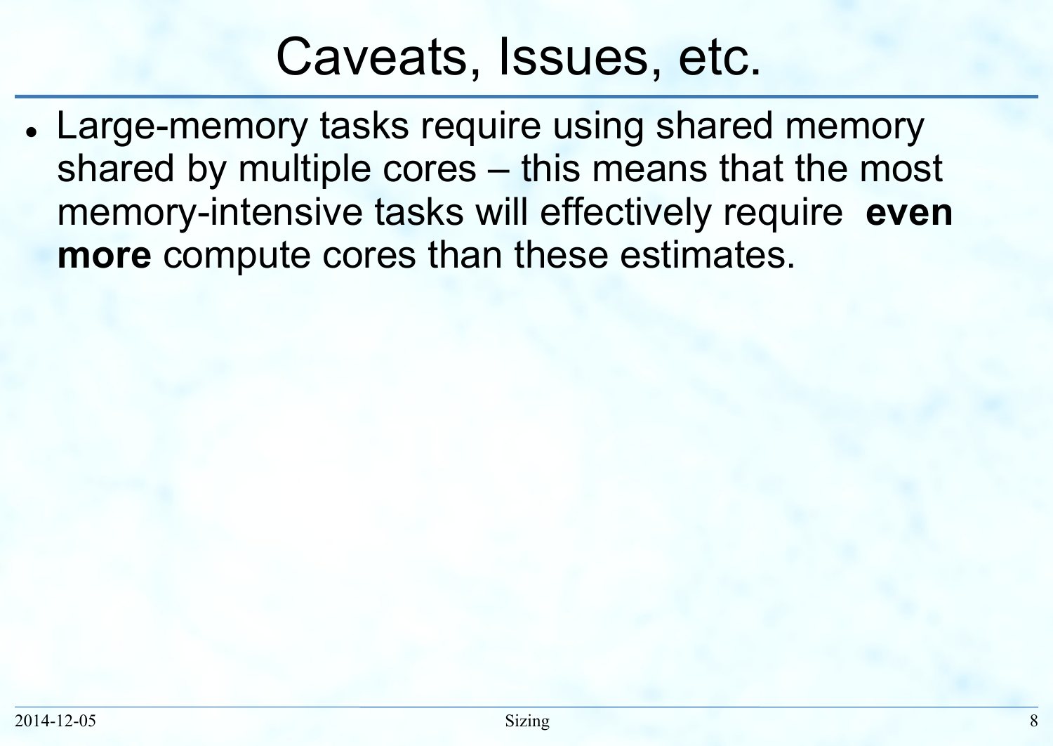# Caveats, Issues, etc.

- Large-memory tasks require using shared memory shared by multiple cores – this means that the most memory-intensive tasks will effectively require **even more** compute cores than these estimates.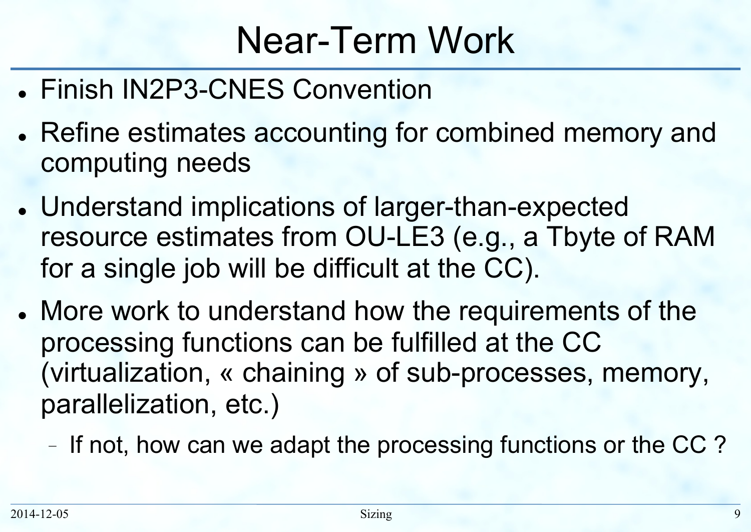# Near-Term Work

- Finish IN2P3-CNES Convention
- Refine estimates accounting for combined memory and computing needs
- Understand implications of larger-than-expected resource estimates from OU-LE3 (e.g., a Tbyte of RAM for a single job will be difficult at the CC).
- More work to understand how the requirements of the processing functions can be fulfilled at the CC (virtualization, « chaining » of sub-processes, memory, parallelization, etc.)
  - If not, how can we adapt the processing functions or the CC ?